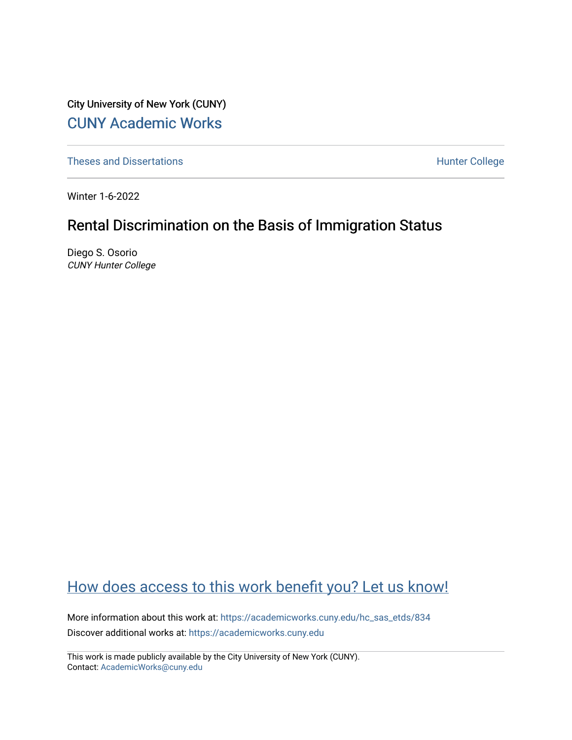City University of New York (CUNY)

CUNY Academic Works

Theses and Dissertations

Hunter College

Winter 1-6-2022

# Rental Discrimination on the Basis of Immigration Status

Diego S. Osorio
*CUNY Hunter College*

How does access to this work benefit you? Let us know!

More information about this work at: https://academicworks.cuny.edu/hc_sas_etds/834

Discover additional works at: https://academicworks.cuny.edu

This work is made publicly available by the City University of New York (CUNY).
Contact: AcademicWorks@cuny.edu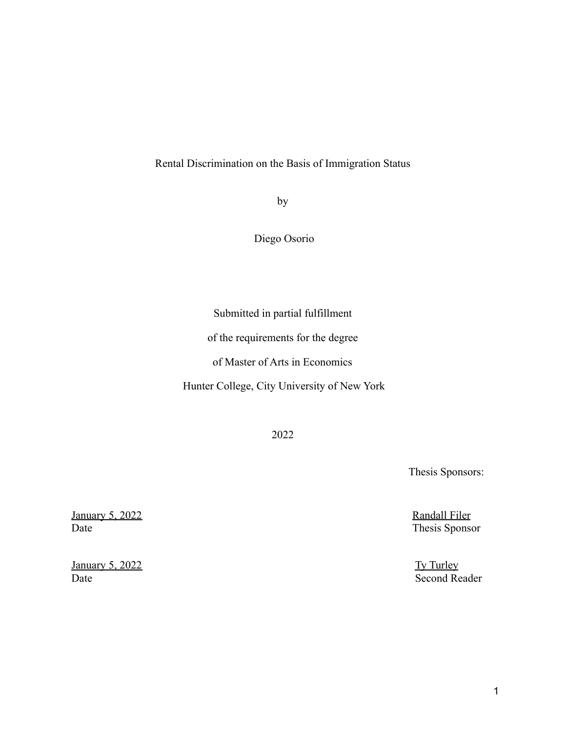Rental Discrimination on the Basis of Immigration Status

by

Diego Osorio

Submitted in partial fulfillment

of the requirements for the degree

of Master of Arts in Economics

Hunter College, City University of New York

2022

Thesis Sponsors:

<u>January 5, 2022</u>
Date

<u>Randall Filer</u>
Thesis Sponsor

<u>January 5, 2022</u>
Date

<u>Ty Turley</u>
Second Reader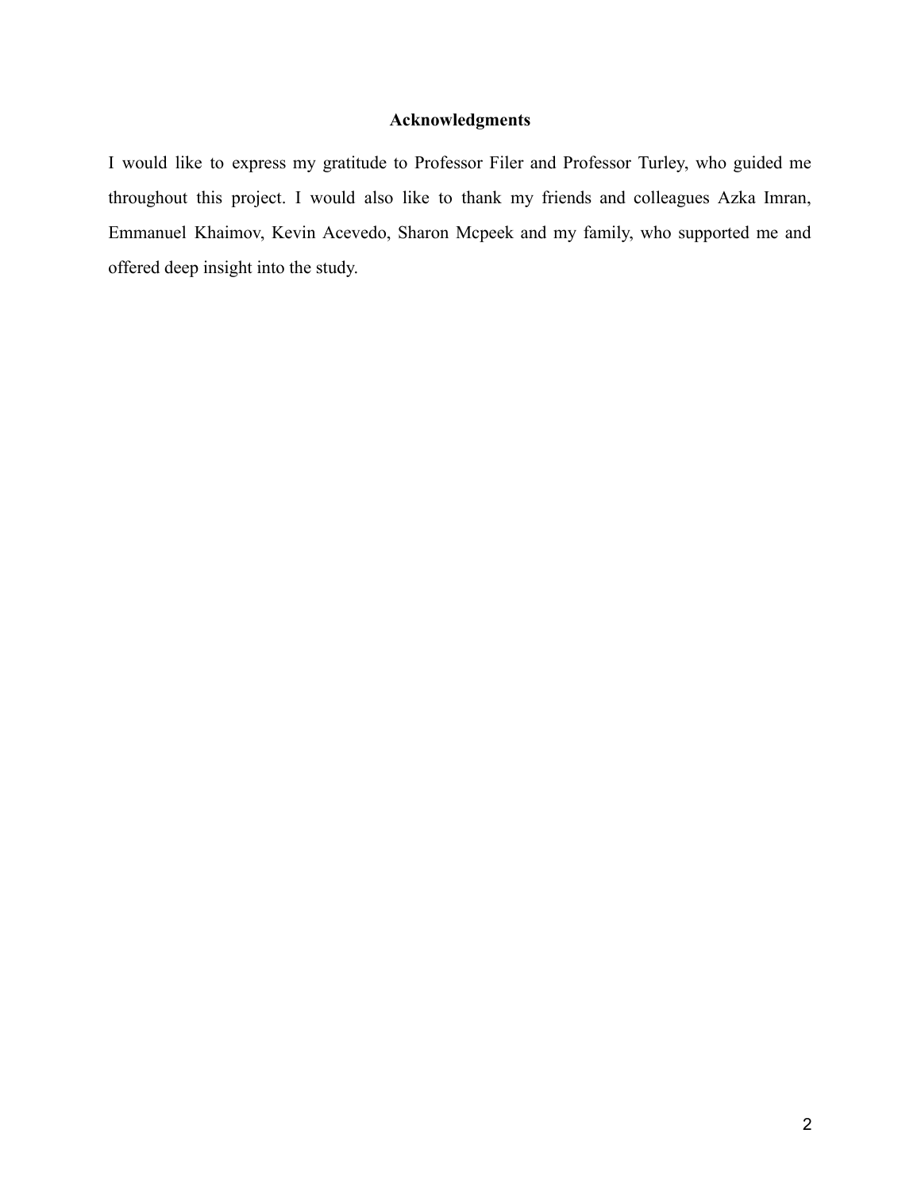## Acknowledgments

I would like to express my gratitude to Professor Filer and Professor Turley, who guided me throughout this project. I would also like to thank my friends and colleagues Azka Imran, Emmanuel Khaimov, Kevin Acevedo, Sharon Mcpeek and my family, who supported me and offered deep insight into the study.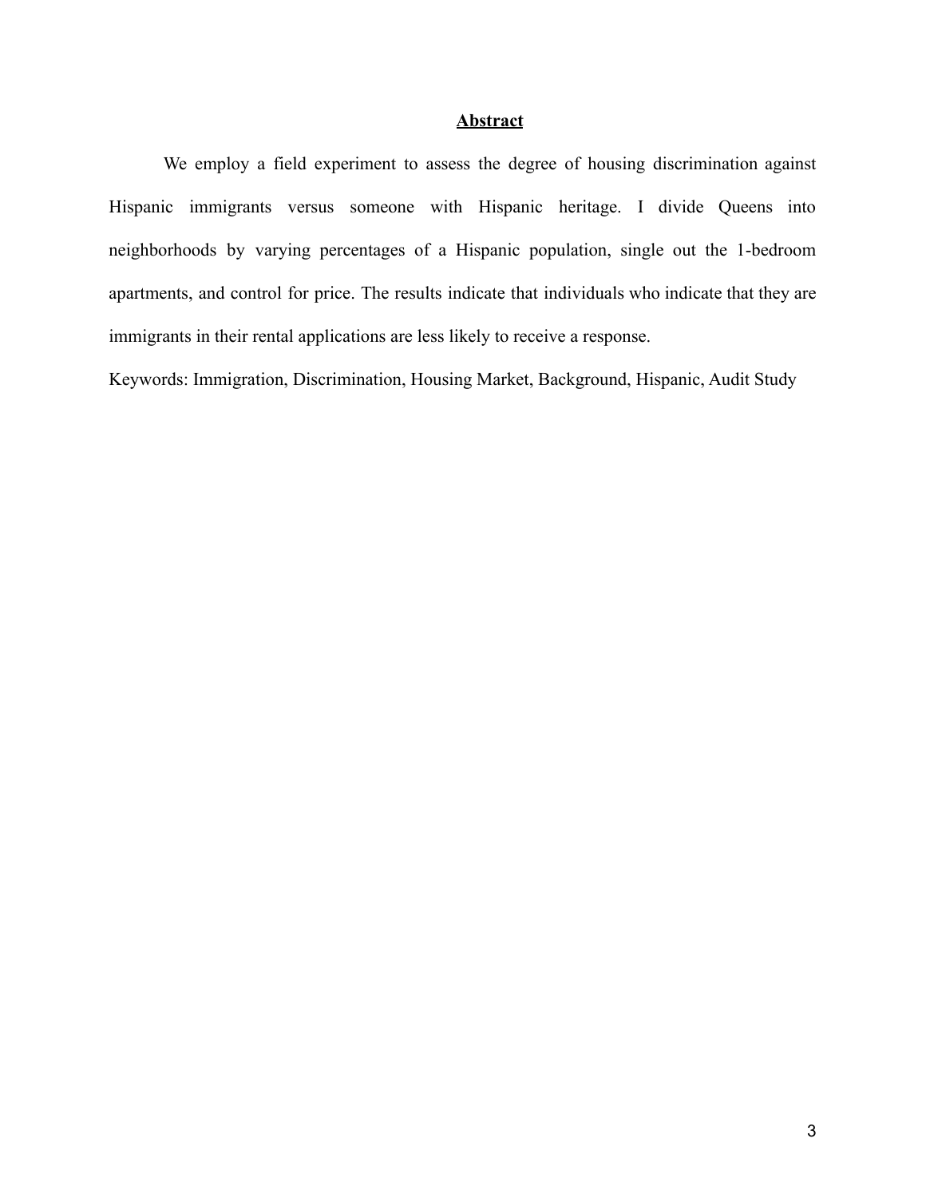## **Abstract**

We employ a field experiment to assess the degree of housing discrimination against Hispanic immigrants versus someone with Hispanic heritage. I divide Queens into neighborhoods by varying percentages of a Hispanic population, single out the 1-bedroom apartments, and control for price. The results indicate that individuals who indicate that they are immigrants in their rental applications are less likely to receive a response.

Keywords: Immigration, Discrimination, Housing Market, Background, Hispanic, Audit Study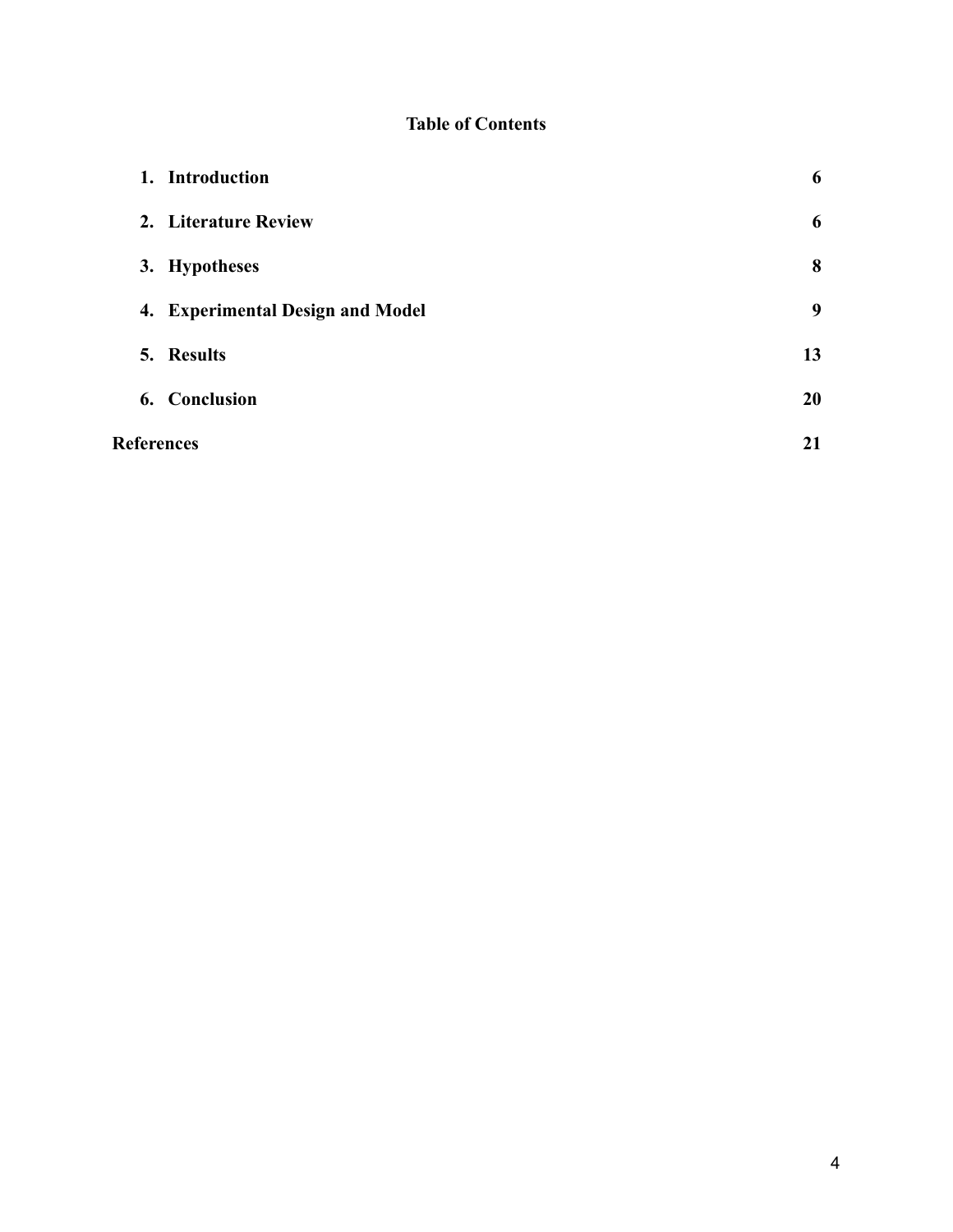## Table of Contents

| | |
|---|---|
| **1. Introduction** | **6** |
| **2. Literature Review** | **6** |
| **3. Hypotheses** | **8** |
| **4. Experimental Design and Model** | **9** |
| **5. Results** | **13** |
| **6. Conclusion** | **20** |
| **References** | **21** |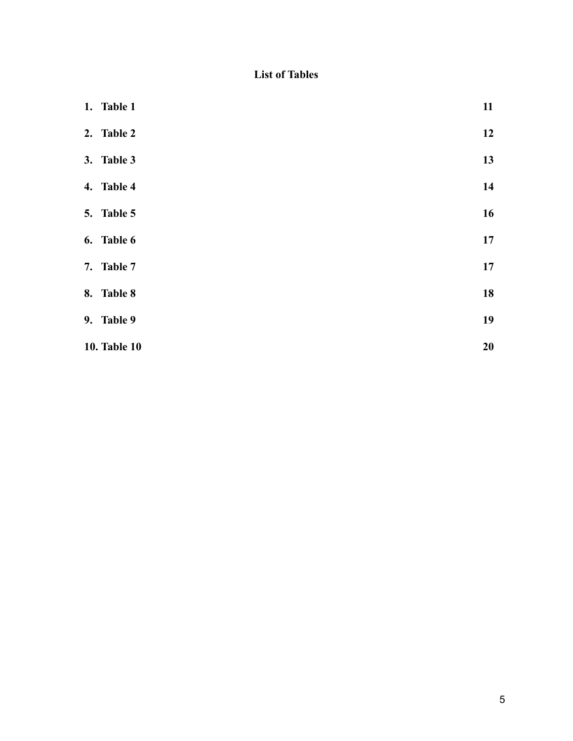# List of Tables

1. **Table 1** **11**
2. **Table 2** **12**
3. **Table 3** **13**
4. **Table 4** **14**
5. **Table 5** **16**
6. **Table 6** **17**
7. **Table 7** **17**
8. **Table 8** **18**
9. **Table 9** **19**
10. **Table 10** **20**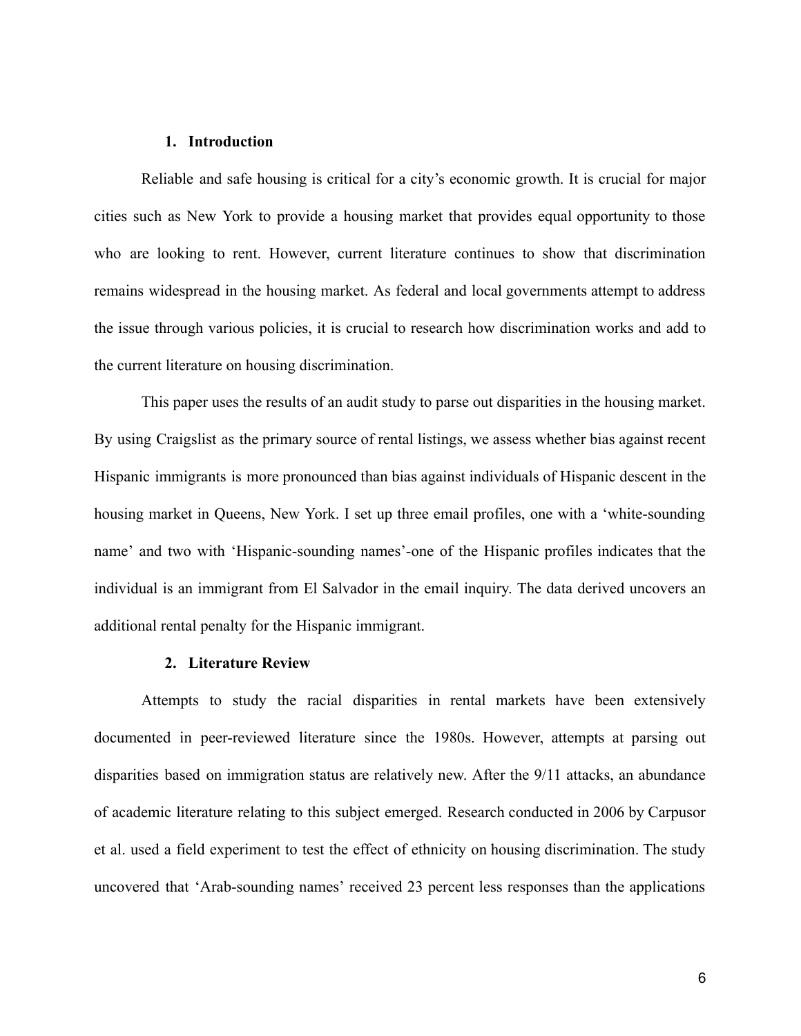## 1. Introduction

Reliable and safe housing is critical for a city's economic growth. It is crucial for major cities such as New York to provide a housing market that provides equal opportunity to those who are looking to rent. However, current literature continues to show that discrimination remains widespread in the housing market. As federal and local governments attempt to address the issue through various policies, it is crucial to research how discrimination works and add to the current literature on housing discrimination.

This paper uses the results of an audit study to parse out disparities in the housing market. By using Craigslist as the primary source of rental listings, we assess whether bias against recent Hispanic immigrants is more pronounced than bias against individuals of Hispanic descent in the housing market in Queens, New York. I set up three email profiles, one with a 'white-sounding name' and two with 'Hispanic-sounding names'-one of the Hispanic profiles indicates that the individual is an immigrant from El Salvador in the email inquiry. The data derived uncovers an additional rental penalty for the Hispanic immigrant.

## 2. Literature Review

Attempts to study the racial disparities in rental markets have been extensively documented in peer-reviewed literature since the 1980s. However, attempts at parsing out disparities based on immigration status are relatively new. After the 9/11 attacks, an abundance of academic literature relating to this subject emerged. Research conducted in 2006 by Carpusor et al. used a field experiment to test the effect of ethnicity on housing discrimination. The study uncovered that 'Arab-sounding names' received 23 percent less responses than the applications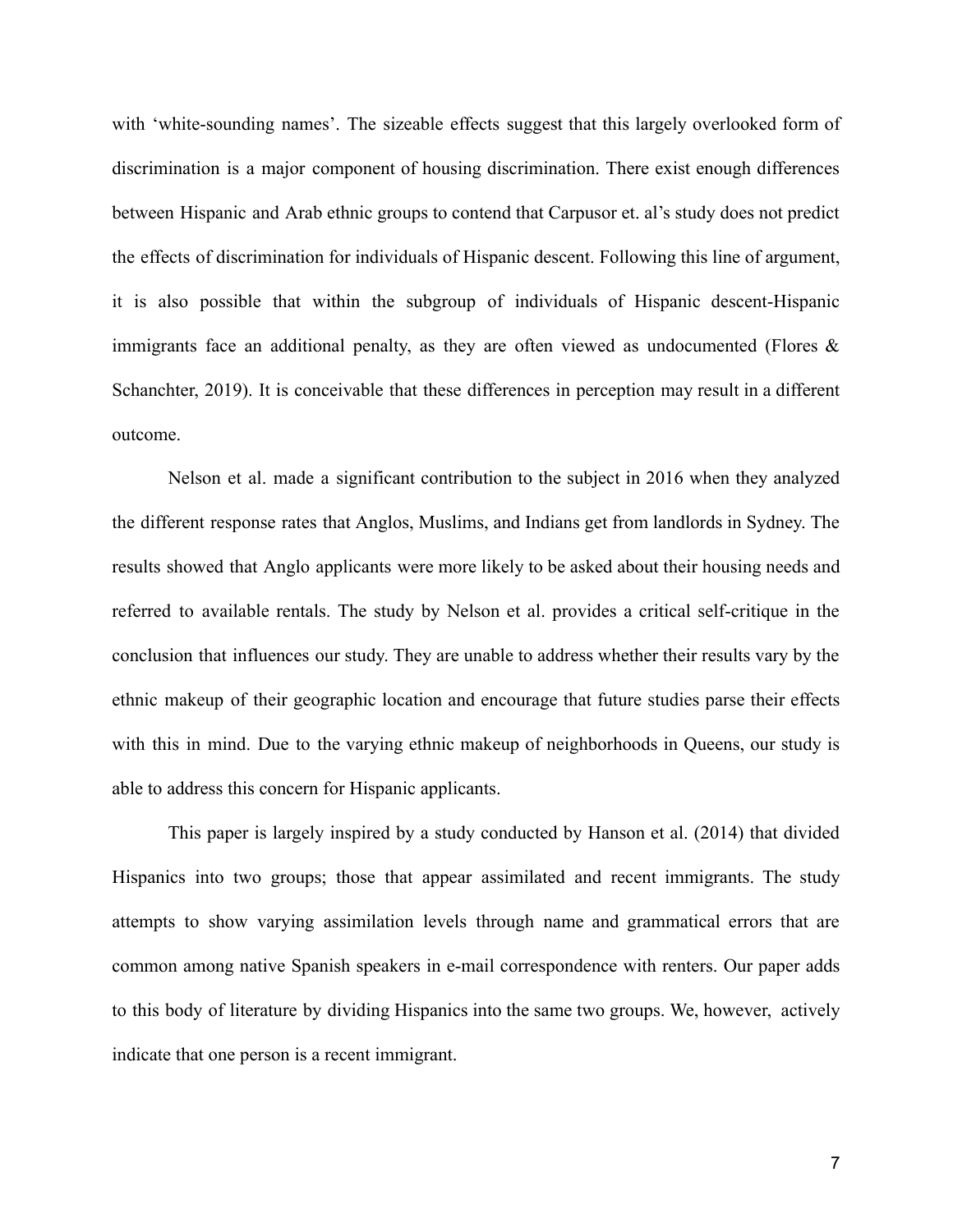with 'white-sounding names'. The sizeable effects suggest that this largely overlooked form of discrimination is a major component of housing discrimination. There exist enough differences between Hispanic and Arab ethnic groups to contend that Carpusor et. al's study does not predict the effects of discrimination for individuals of Hispanic descent. Following this line of argument, it is also possible that within the subgroup of individuals of Hispanic descent-Hispanic immigrants face an additional penalty, as they are often viewed as undocumented (Flores & Schanchter, 2019). It is conceivable that these differences in perception may result in a different outcome.

Nelson et al. made a significant contribution to the subject in 2016 when they analyzed the different response rates that Anglos, Muslims, and Indians get from landlords in Sydney. The results showed that Anglo applicants were more likely to be asked about their housing needs and referred to available rentals. The study by Nelson et al. provides a critical self-critique in the conclusion that influences our study. They are unable to address whether their results vary by the ethnic makeup of their geographic location and encourage that future studies parse their effects with this in mind. Due to the varying ethnic makeup of neighborhoods in Queens, our study is able to address this concern for Hispanic applicants.

This paper is largely inspired by a study conducted by Hanson et al. (2014) that divided Hispanics into two groups; those that appear assimilated and recent immigrants. The study attempts to show varying assimilation levels through name and grammatical errors that are common among native Spanish speakers in e-mail correspondence with renters. Our paper adds to this body of literature by dividing Hispanics into the same two groups. We, however, actively indicate that one person is a recent immigrant.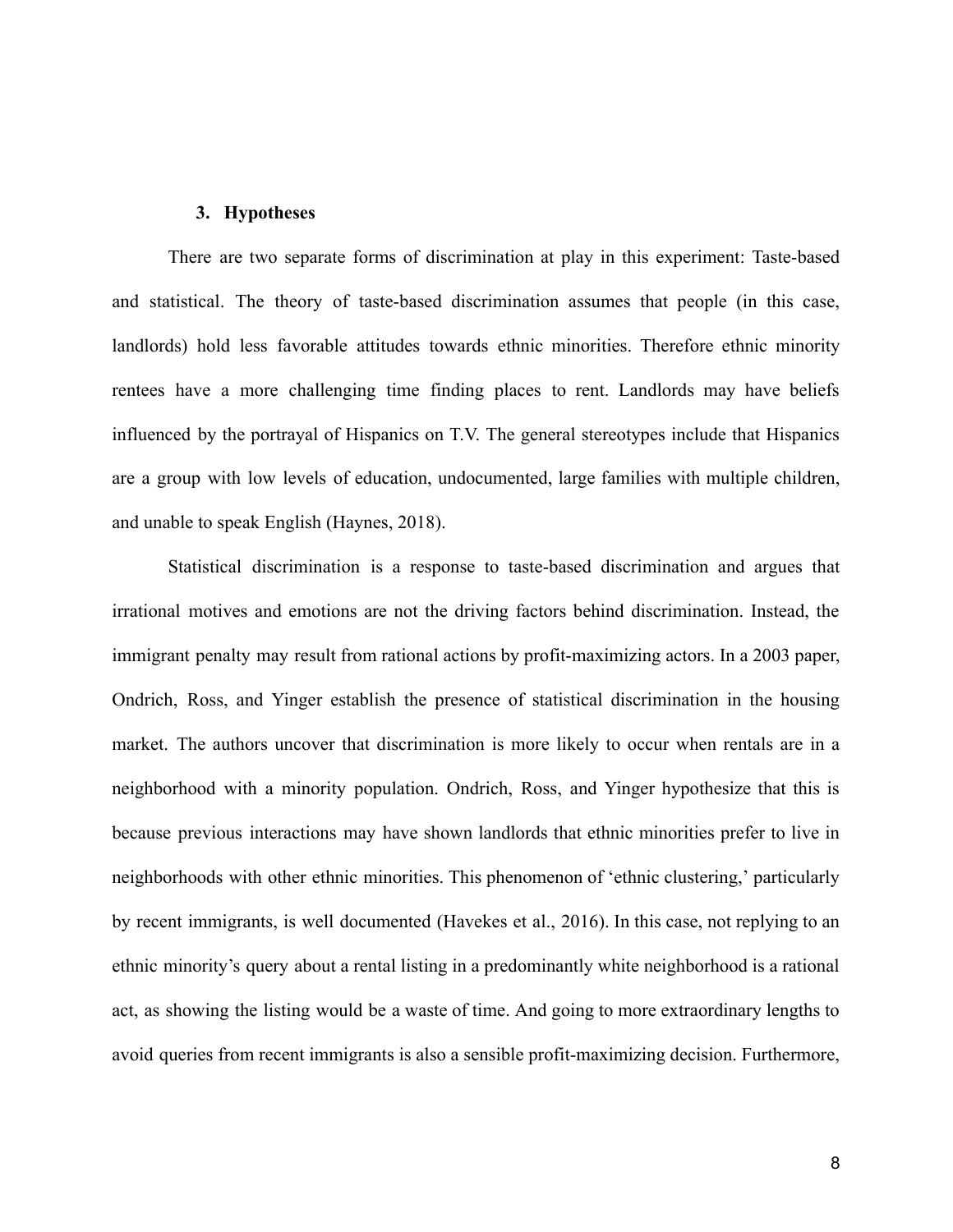## 3. Hypotheses

There are two separate forms of discrimination at play in this experiment: Taste-based and statistical. The theory of taste-based discrimination assumes that people (in this case, landlords) hold less favorable attitudes towards ethnic minorities. Therefore ethnic minority rentees have a more challenging time finding places to rent. Landlords may have beliefs influenced by the portrayal of Hispanics on T.V. The general stereotypes include that Hispanics are a group with low levels of education, undocumented, large families with multiple children, and unable to speak English (Haynes, 2018).

Statistical discrimination is a response to taste-based discrimination and argues that irrational motives and emotions are not the driving factors behind discrimination. Instead, the immigrant penalty may result from rational actions by profit-maximizing actors. In a 2003 paper, Ondrich, Ross, and Yinger establish the presence of statistical discrimination in the housing market. The authors uncover that discrimination is more likely to occur when rentals are in a neighborhood with a minority population. Ondrich, Ross, and Yinger hypothesize that this is because previous interactions may have shown landlords that ethnic minorities prefer to live in neighborhoods with other ethnic minorities. This phenomenon of 'ethnic clustering,' particularly by recent immigrants, is well documented (Havekes et al., 2016). In this case, not replying to an ethnic minority's query about a rental listing in a predominantly white neighborhood is a rational act, as showing the listing would be a waste of time. And going to more extraordinary lengths to avoid queries from recent immigrants is also a sensible profit-maximizing decision. Furthermore,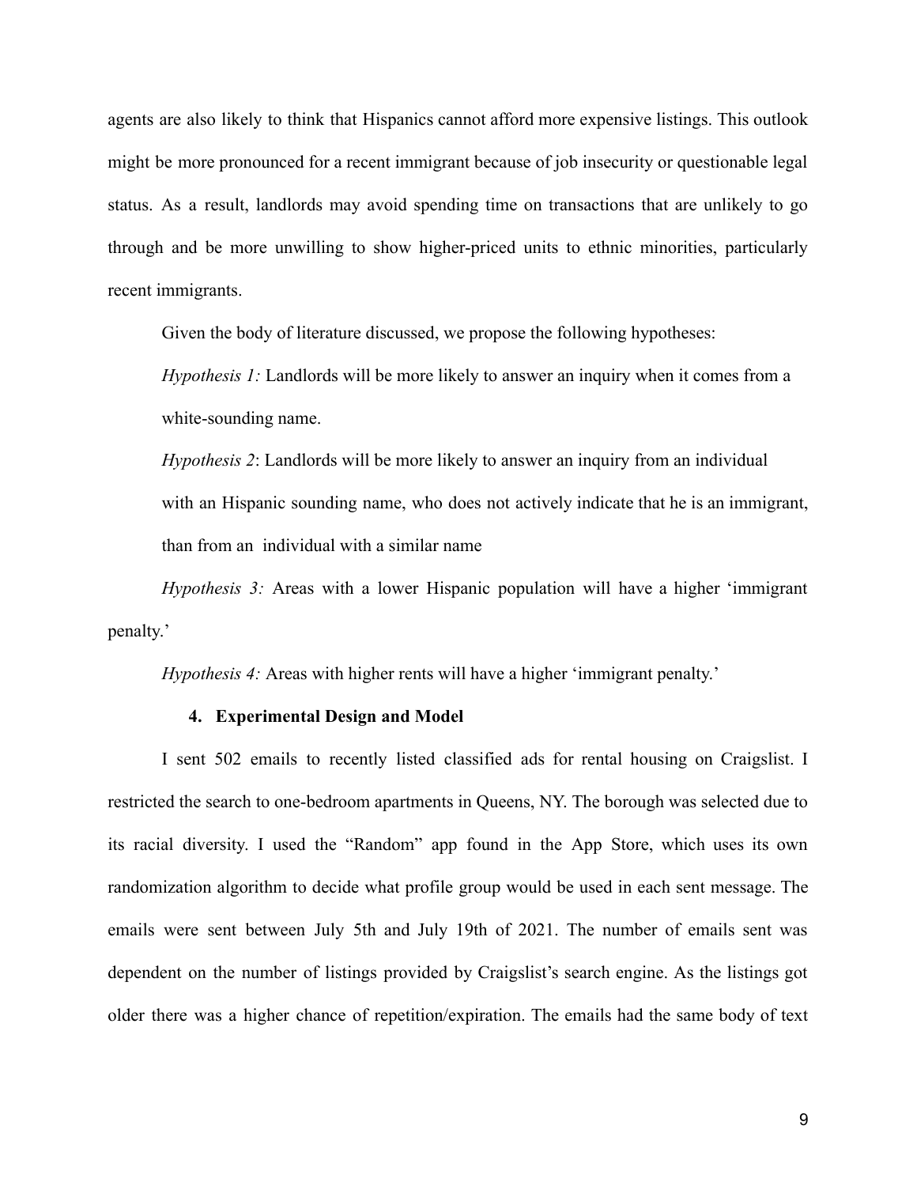agents are also likely to think that Hispanics cannot afford more expensive listings. This outlook might be more pronounced for a recent immigrant because of job insecurity or questionable legal status. As a result, landlords may avoid spending time on transactions that are unlikely to go through and be more unwilling to show higher-priced units to ethnic minorities, particularly recent immigrants.

Given the body of literature discussed, we propose the following hypotheses:

*Hypothesis 1:* Landlords will be more likely to answer an inquiry when it comes from a white-sounding name.

*Hypothesis 2*: Landlords will be more likely to answer an inquiry from an individual with an Hispanic sounding name, who does not actively indicate that he is an immigrant, than from an individual with a similar name

*Hypothesis 3:* Areas with a lower Hispanic population will have a higher 'immigrant penalty.'

*Hypothesis 4:* Areas with higher rents will have a higher 'immigrant penalty.'

### 4. Experimental Design and Model

I sent 502 emails to recently listed classified ads for rental housing on Craigslist. I restricted the search to one-bedroom apartments in Queens, NY. The borough was selected due to its racial diversity. I used the "Random" app found in the App Store, which uses its own randomization algorithm to decide what profile group would be used in each sent message. The emails were sent between July 5th and July 19th of 2021. The number of emails sent was dependent on the number of listings provided by Craigslist's search engine. As the listings got older there was a higher chance of repetition/expiration. The emails had the same body of text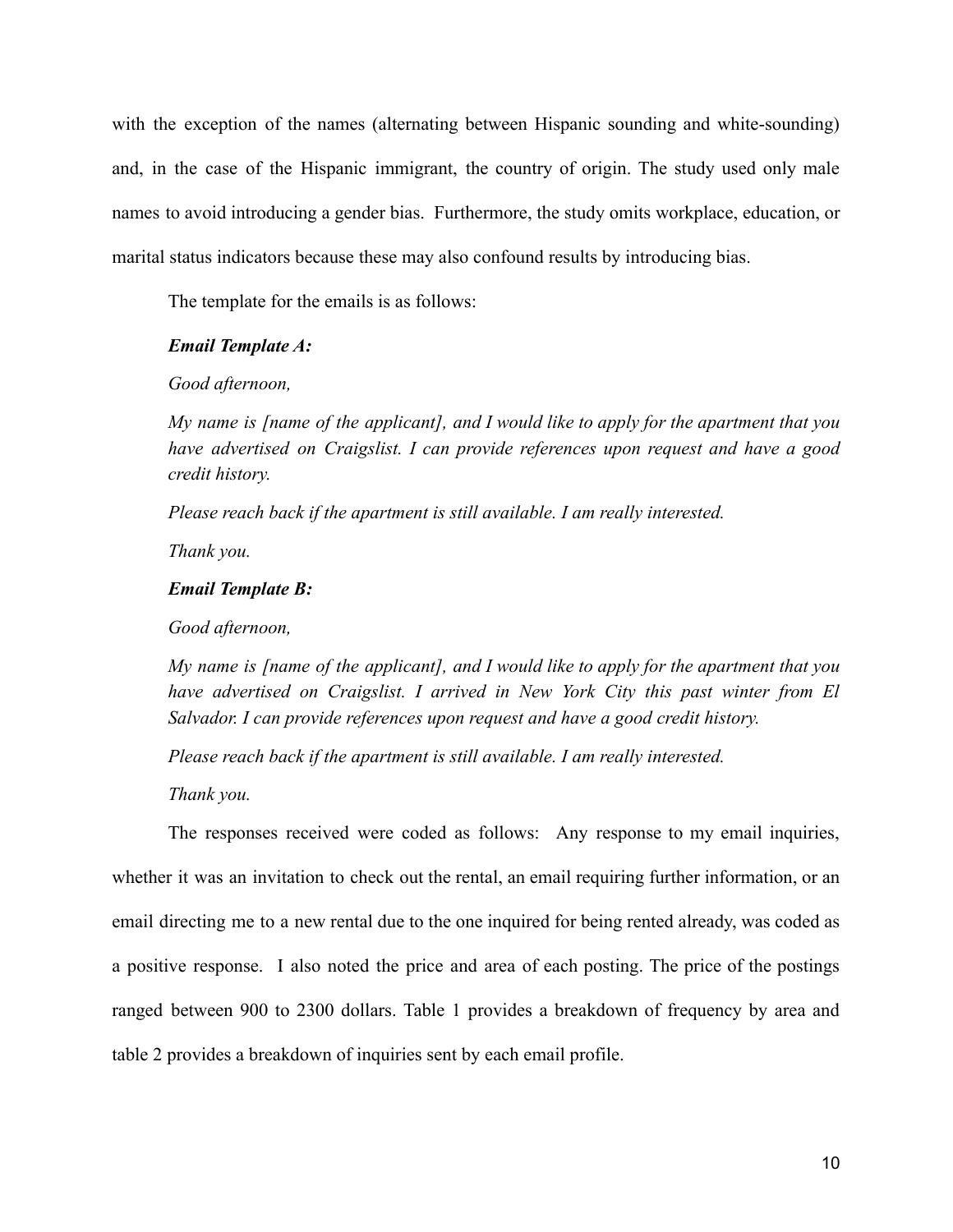with the exception of the names (alternating between Hispanic sounding and white-sounding) and, in the case of the Hispanic immigrant, the country of origin. The study used only male names to avoid introducing a gender bias. Furthermore, the study omits workplace, education, or marital status indicators because these may also confound results by introducing bias.

The template for the emails is as follows:

***Email Template A:***

*Good afternoon,*

*My name is [name of the applicant], and I would like to apply for the apartment that you have advertised on Craigslist. I can provide references upon request and have a good credit history.*

*Please reach back if the apartment is still available. I am really interested.*

*Thank you.*

***Email Template B:***

*Good afternoon,*

*My name is [name of the applicant], and I would like to apply for the apartment that you have advertised on Craigslist. I arrived in New York City this past winter from El Salvador. I can provide references upon request and have a good credit history.*

*Please reach back if the apartment is still available. I am really interested.*

*Thank you.*

The responses received were coded as follows: Any response to my email inquiries, whether it was an invitation to check out the rental, an email requiring further information, or an email directing me to a new rental due to the one inquired for being rented already, was coded as a positive response. I also noted the price and area of each posting. The price of the postings ranged between 900 to 2300 dollars. Table 1 provides a breakdown of frequency by area and table 2 provides a breakdown of inquiries sent by each email profile.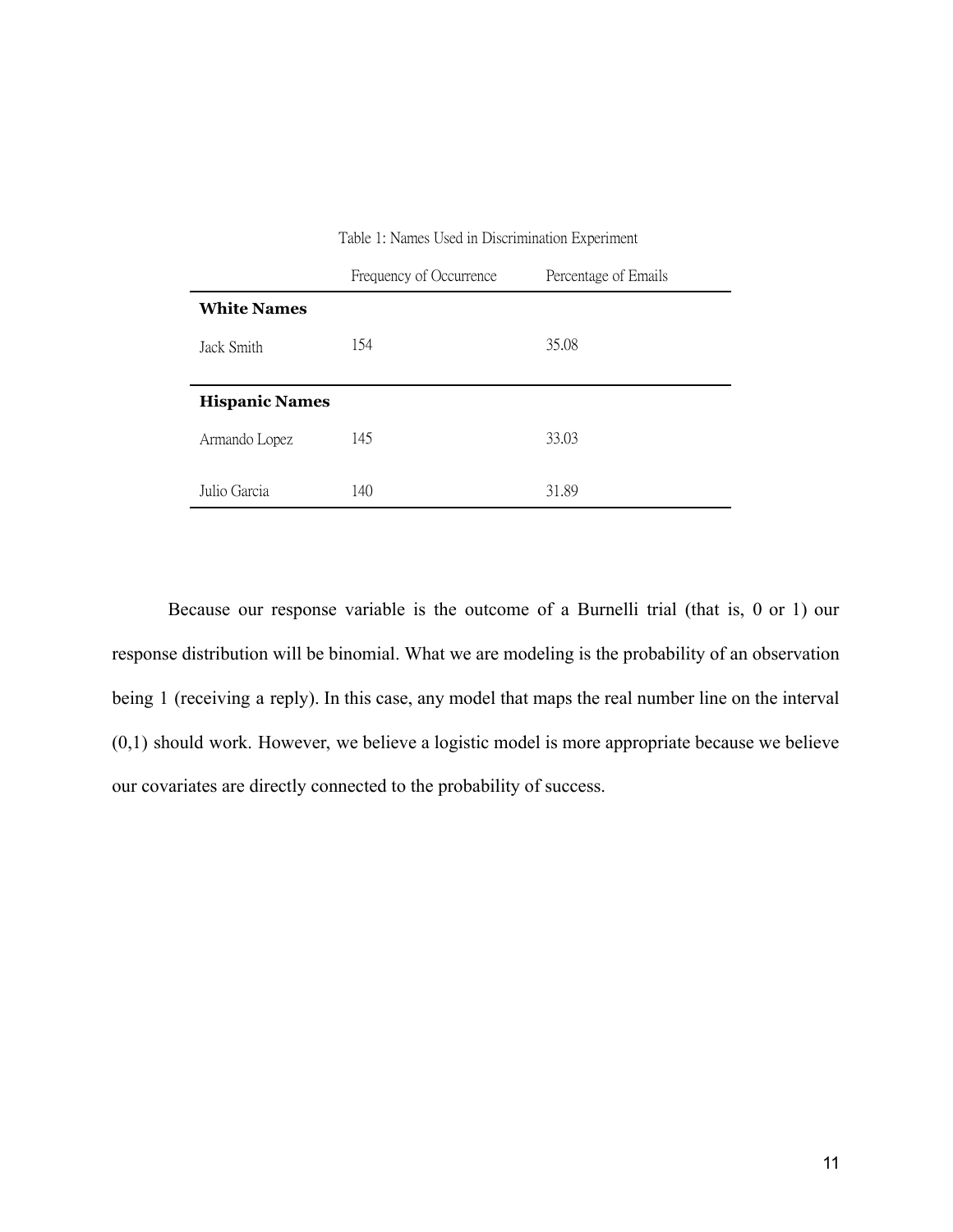Table 1: Names Used in Discrimination Experiment

| | Frequency of Occurrence | Percentage of Emails |
|---|---|---|
| **White Names** | | |
| Jack Smith | 154 | 35.08 |
| **Hispanic Names** | | |
| Armando Lopez | 145 | 33.03 |
| Julio Garcia | 140 | 31.89 |

Because our response variable is the outcome of a Burnelli trial (that is, 0 or 1) our response distribution will be binomial. What we are modeling is the probability of an observation being 1 (receiving a reply). In this case, any model that maps the real number line on the interval (0,1) should work. However, we believe a logistic model is more appropriate because we believe our covariates are directly connected to the probability of success.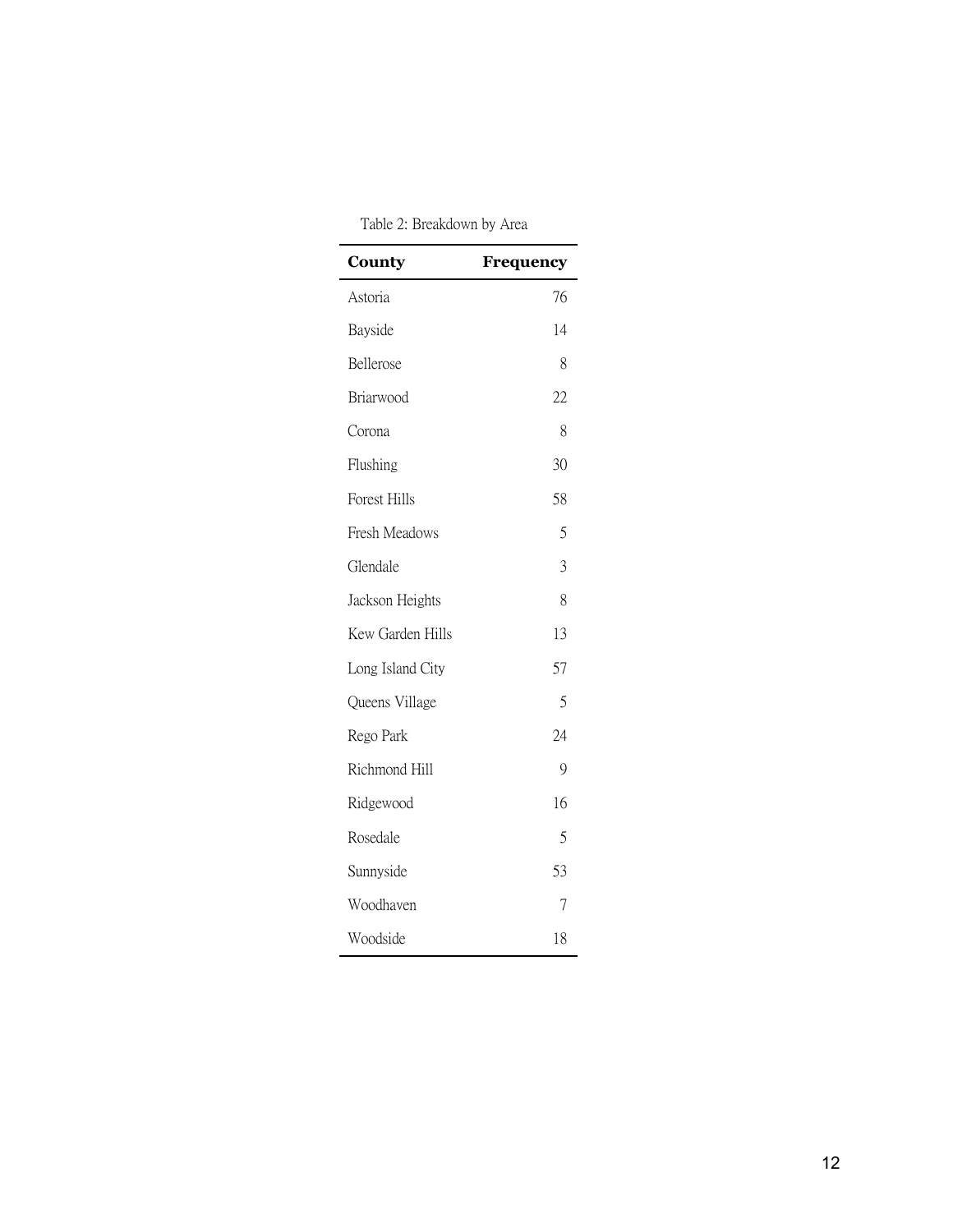Table 2: Breakdown by Area

| **County** | **Frequency** |
|---|---:|
| Astoria | 76 |
| Bayside | 14 |
| Bellerose | 8 |
| Briarwood | 22 |
| Corona | 8 |
| Flushing | 30 |
| Forest Hills | 58 |
| Fresh Meadows | 5 |
| Glendale | 3 |
| Jackson Heights | 8 |
| Kew Garden Hills | 13 |
| Long Island City | 57 |
| Queens Village | 5 |
| Rego Park | 24 |
| Richmond Hill | 9 |
| Ridgewood | 16 |
| Rosedale | 5 |
| Sunnyside | 53 |
| Woodhaven | 7 |
| Woodside | 18 |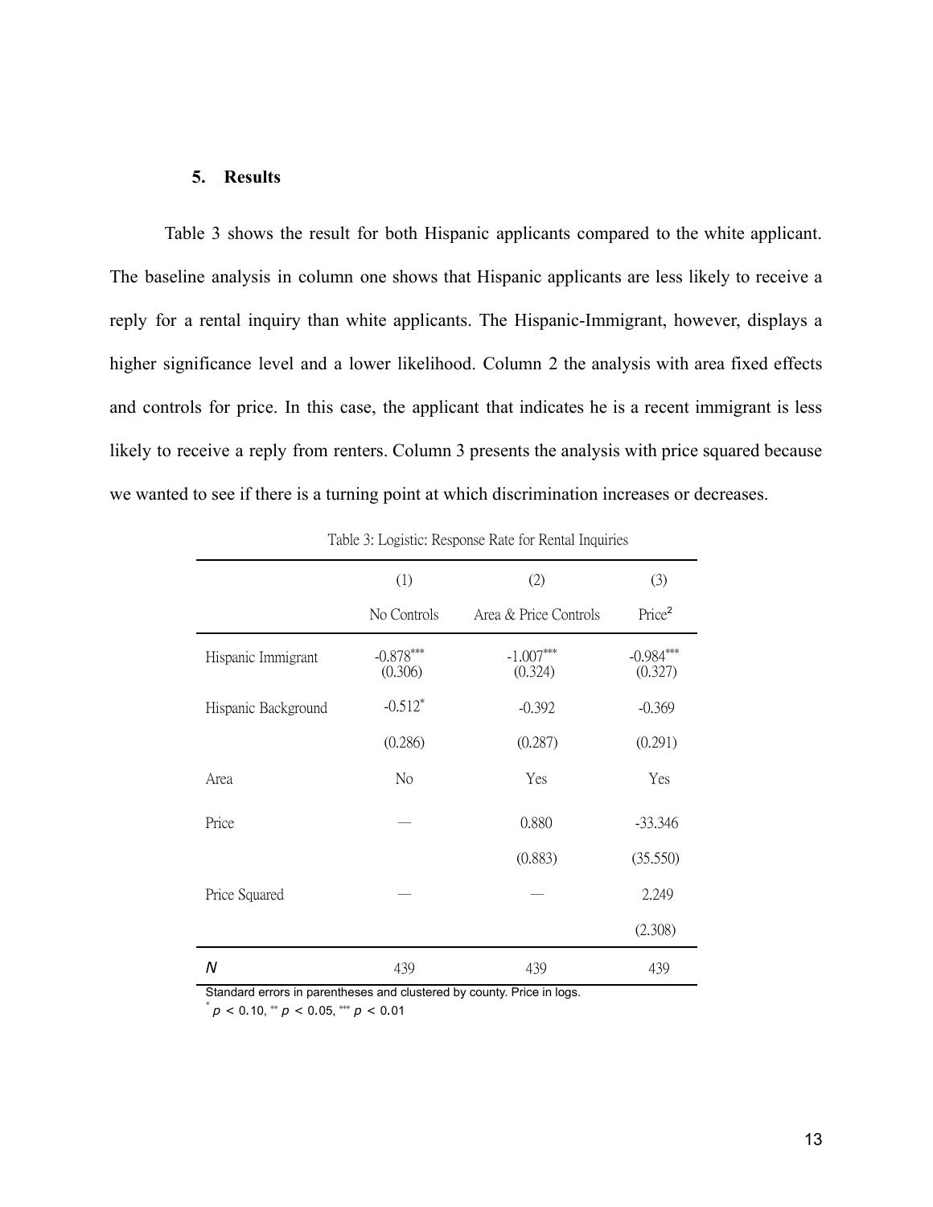## 5. Results

Table 3 shows the result for both Hispanic applicants compared to the white applicant. The baseline analysis in column one shows that Hispanic applicants are less likely to receive a reply for a rental inquiry than white applicants. The Hispanic-Immigrant, however, displays a higher significance level and a lower likelihood. Column 2 the analysis with area fixed effects and controls for price. In this case, the applicant that indicates he is a recent immigrant is less likely to receive a reply from renters. Column 3 presents the analysis with price squared because we wanted to see if there is a turning point at which discrimination increases or decreases.

Table 3: Logistic: Response Rate for Rental Inquiries

| | (1) | (2) | (3) |
|---|---|---|---|
| | No Controls | Area & Price Controls | Price$^2$ |
| Hispanic Immigrant | -0.878*** | -1.007*** | -0.984*** |
| | (0.306) | (0.324) | (0.327) |
| Hispanic Background | -0.512* | -0.392 | -0.369 |
| | (0.286) | (0.287) | (0.291) |
| Area | No | Yes | Yes |
| Price | — | 0.880 | -33.346 |
| | | (0.883) | (35.550) |
| Price Squared | — | — | 2.249 |
| | | | (2.308) |
| *N* | 439 | 439 | 439 |

Standard errors in parentheses and clustered by county. Price in logs.

* $p < 0.10$, ** $p < 0.05$, *** $p < 0.01$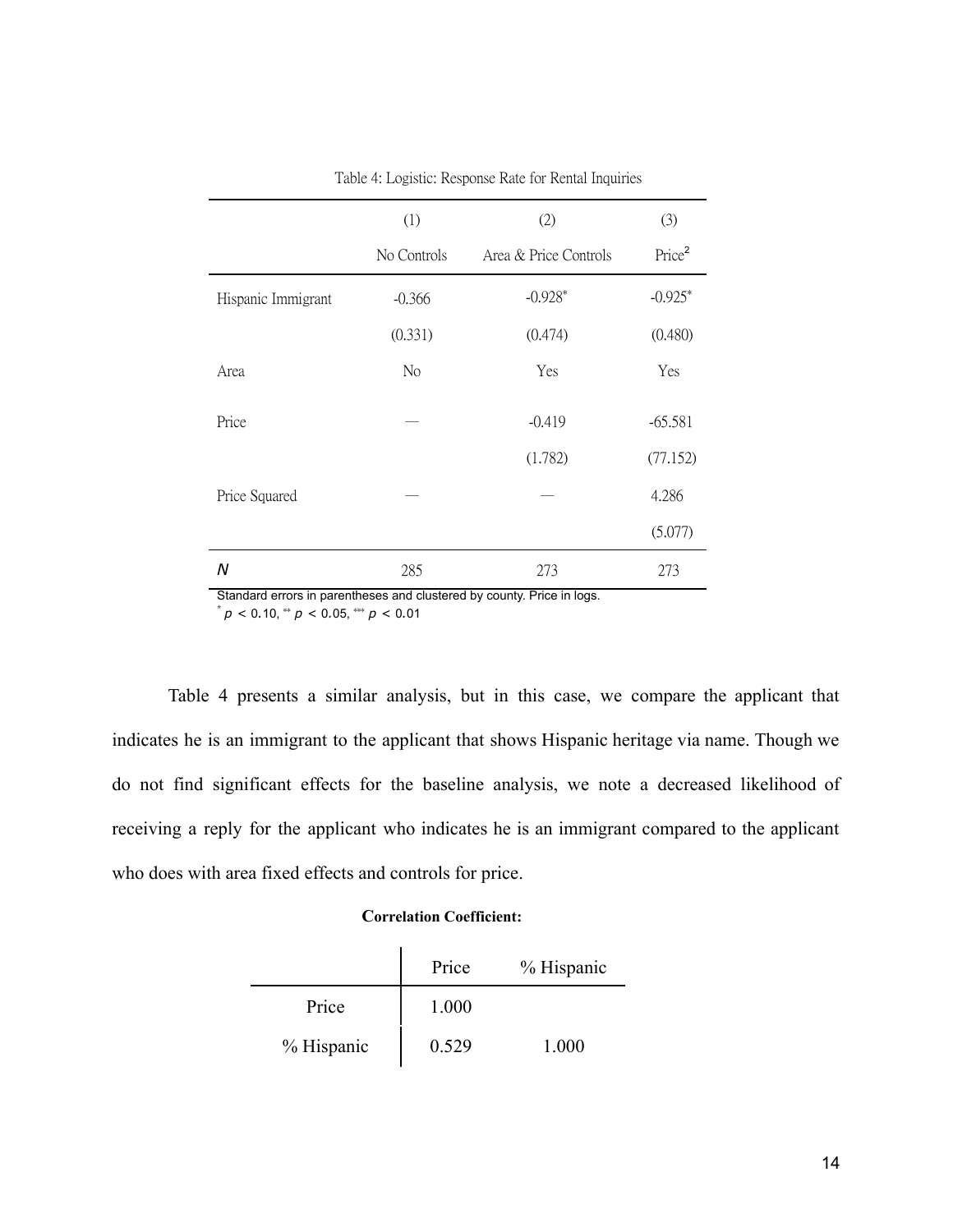Table 4: Logistic: Response Rate for Rental Inquiries

| | (1) | (2) | (3) |
|---|---|---|---|
| | No Controls | Area & Price Controls | Price$^2$ |
| Hispanic Immigrant | -0.366 | -0.928* | -0.925* |
| | (0.331) | (0.474) | (0.480) |
| Area | No | Yes | Yes |
| Price | — | -0.419 | -65.581 |
| | | (1.782) | (77.152) |
| Price Squared | — | — | 4.286 |
| | | | (5.077) |
| *N* | 285 | 273 | 273 |

Standard errors in parentheses and clustered by county. Price in logs.
* $p < 0.10$, ** $p < 0.05$, *** $p < 0.01$

Table 4 presents a similar analysis, but in this case, we compare the applicant that indicates he is an immigrant to the applicant that shows Hispanic heritage via name. Though we do not find significant effects for the baseline analysis, we note a decreased likelihood of receiving a reply for the applicant who indicates he is an immigrant compared to the applicant who does with area fixed effects and controls for price.

**Correlation Coefficient:**

| | Price | % Hispanic |
|---|---|---|
| Price | 1.000 | |
| % Hispanic | 0.529 | 1.000 |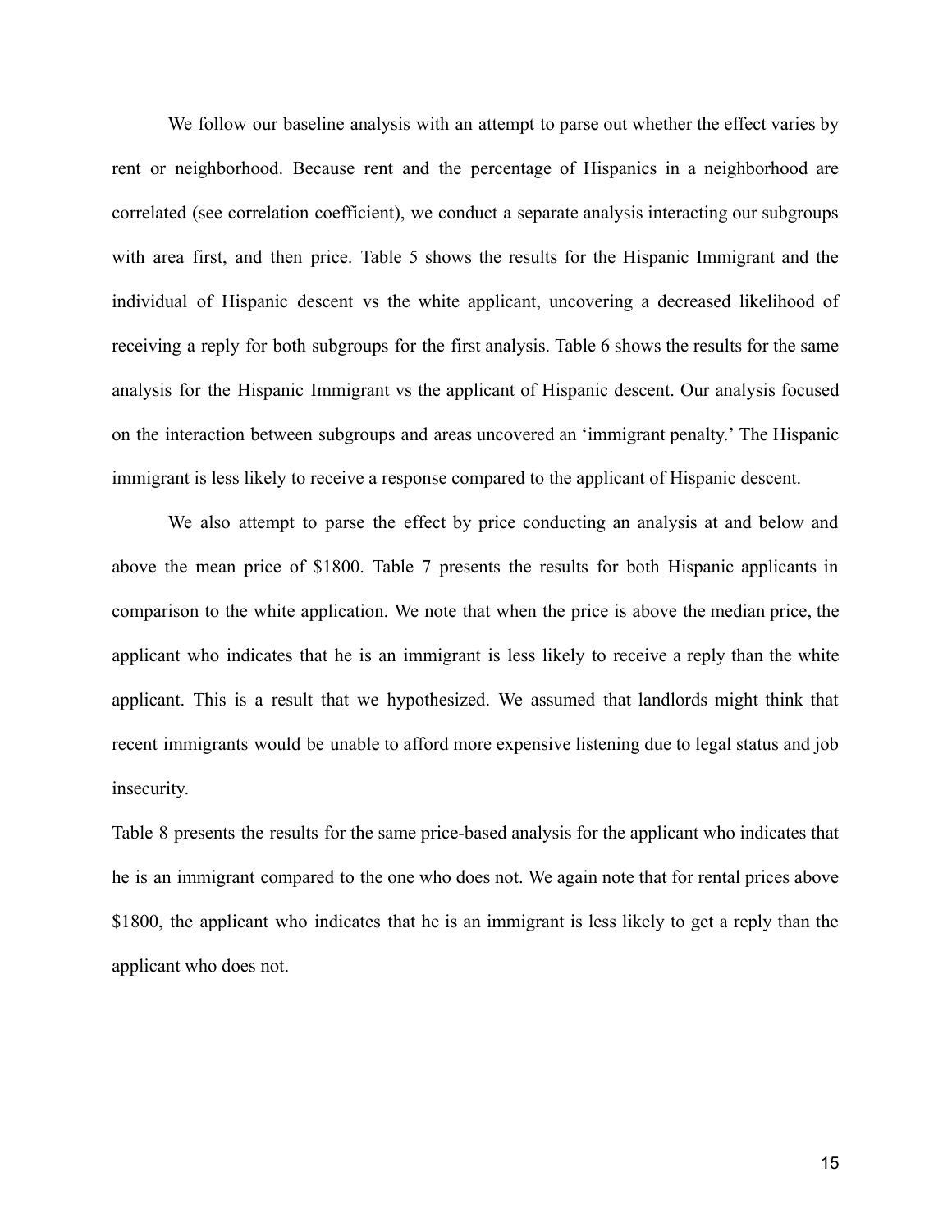We follow our baseline analysis with an attempt to parse out whether the effect varies by rent or neighborhood. Because rent and the percentage of Hispanics in a neighborhood are correlated (see correlation coefficient), we conduct a separate analysis interacting our subgroups with area first, and then price. Table 5 shows the results for the Hispanic Immigrant and the individual of Hispanic descent vs the white applicant, uncovering a decreased likelihood of receiving a reply for both subgroups for the first analysis. Table 6 shows the results for the same analysis for the Hispanic Immigrant vs the applicant of Hispanic descent. Our analysis focused on the interaction between subgroups and areas uncovered an 'immigrant penalty.' The Hispanic immigrant is less likely to receive a response compared to the applicant of Hispanic descent.

We also attempt to parse the effect by price conducting an analysis at and below and above the mean price of $1800. Table 7 presents the results for both Hispanic applicants in comparison to the white application. We note that when the price is above the median price, the applicant who indicates that he is an immigrant is less likely to receive a reply than the white applicant. This is a result that we hypothesized. We assumed that landlords might think that recent immigrants would be unable to afford more expensive listening due to legal status and job insecurity.

Table 8 presents the results for the same price-based analysis for the applicant who indicates that he is an immigrant compared to the one who does not. We again note that for rental prices above $1800, the applicant who indicates that he is an immigrant is less likely to get a reply than the applicant who does not.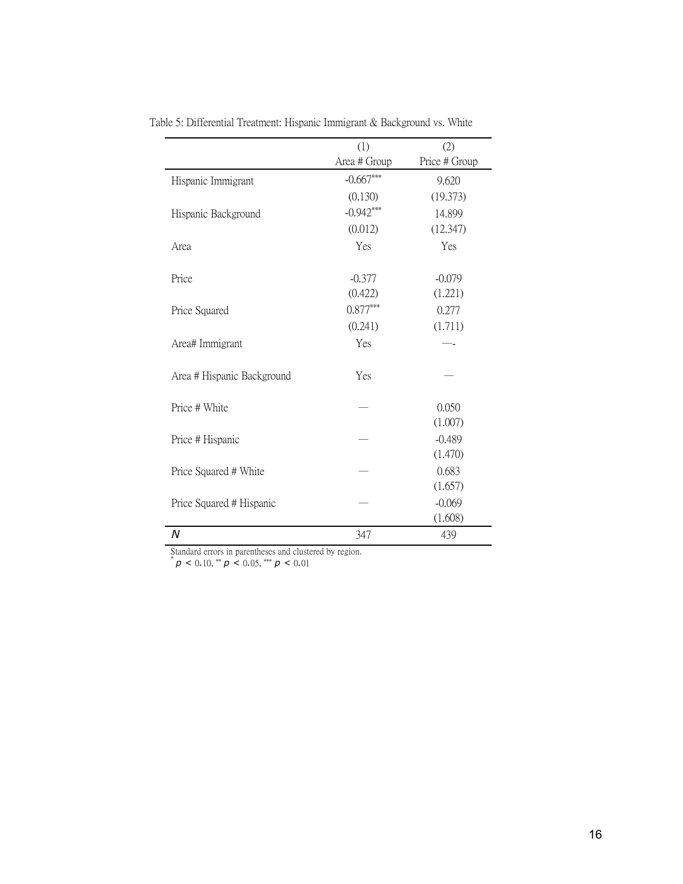Table 5: Differential Treatment: Hispanic Immigrant & Background vs. White

| | (1)<br>Area # Group | (2)<br>Price # Group |
|---|---|---|
| Hispanic Immigrant | -0.667*** | 9.620 |
| | (0.130) | (19.373) |
| Hispanic Background | -0.942*** | 14.899 |
| | (0.012) | (12.347) |
| Area | Yes | Yes |
| Price | -0.377 | -0.079 |
| | (0.422) | (1.221) |
| Price Squared | 0.877*** | 0.277 |
| | (0.241) | (1.711) |
| Area# Immigrant | Yes | —- |
| Area # Hispanic Background | Yes | — |
| Price # White | — | 0.050 |
| | | (1.007) |
| Price # Hispanic | — | -0.489 |
| | | (1.470) |
| Price Squared # White | — | 0.683 |
| | | (1.657) |
| Price Squared # Hispanic | — | -0.069 |
| | | (1.608) |
| $N$ | 347 | 439 |

Standard errors in parentheses and clustered by region.
* $p < 0.10$, ** $p < 0.05$, *** $p < 0.01$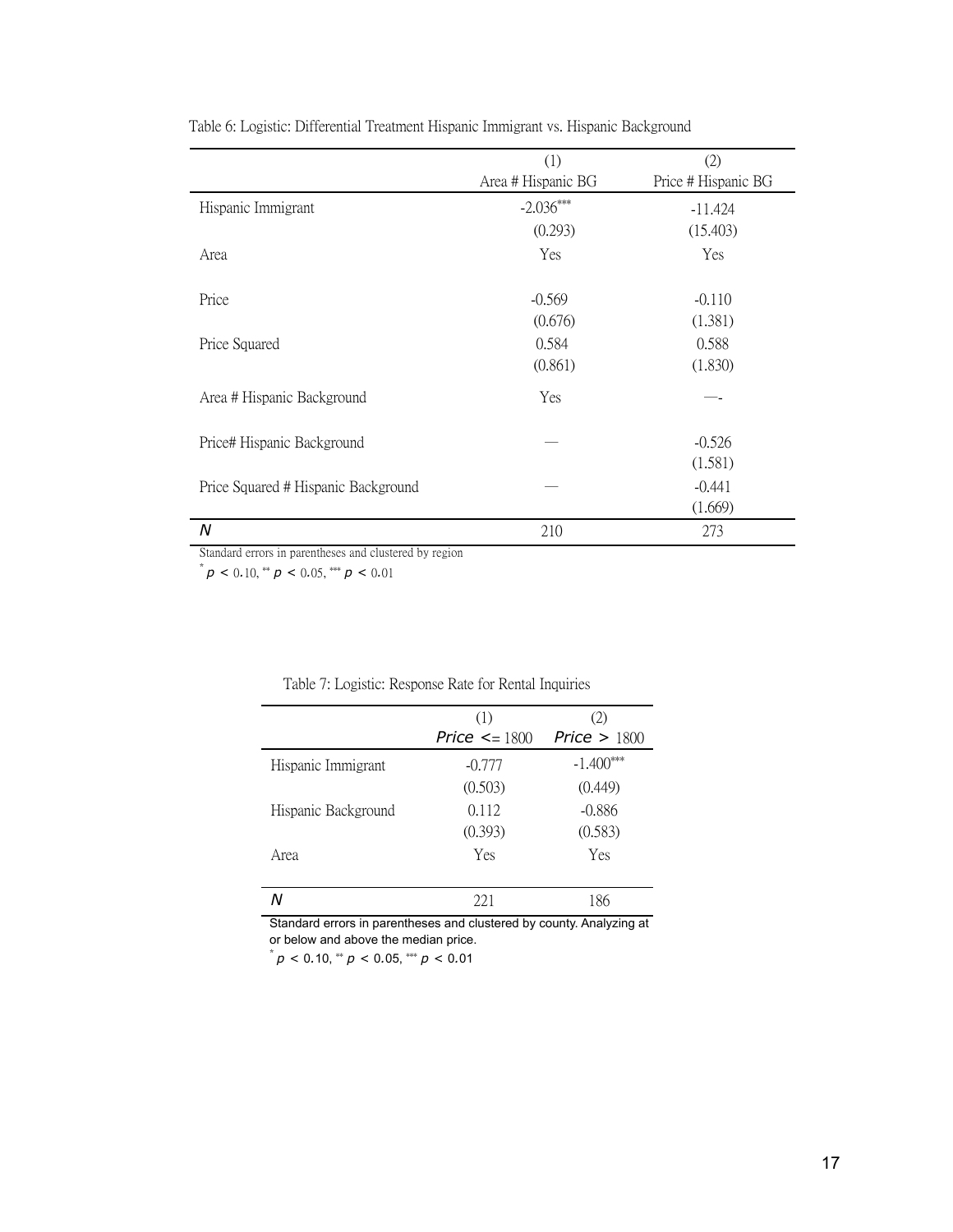Table 6: Logistic: Differential Treatment Hispanic Immigrant vs. Hispanic Background

| | (1)<br>Area # Hispanic BG | (2)<br>Price # Hispanic BG |
|---|---|---|
| Hispanic Immigrant | -2.036*** | -11.424 |
| | (0.293) | (15.403) |
| Area | Yes | Yes |
| Price | -0.569 | -0.110 |
| | (0.676) | (1.381) |
| Price Squared | 0.584 | 0.588 |
| | (0.861) | (1.830) |
| Area # Hispanic Background | Yes | —- |
| Price# Hispanic Background | — | -0.526 |
| | | (1.581) |
| Price Squared # Hispanic Background | — | -0.441 |
| | | (1.669) |
| *N* | 210 | 273 |

Standard errors in parentheses and clustered by region

* $p < 0.10$, ** $p < 0.05$, *** $p < 0.01$

Table 7: Logistic: Response Rate for Rental Inquiries

| | (1)<br>*Price* <= 1800 | (2)<br>*Price* > 1800 |
|---|---|---|
| Hispanic Immigrant | -0.777 | -1.400*** |
| | (0.503) | (0.449) |
| Hispanic Background | 0.112 | -0.886 |
| | (0.393) | (0.583) |
| Area | Yes | Yes |
| *N* | 221 | 186 |

Standard errors in parentheses and clustered by county. Analyzing at or below and above the median price.

* $p < 0.10$, ** $p < 0.05$, *** $p < 0.01$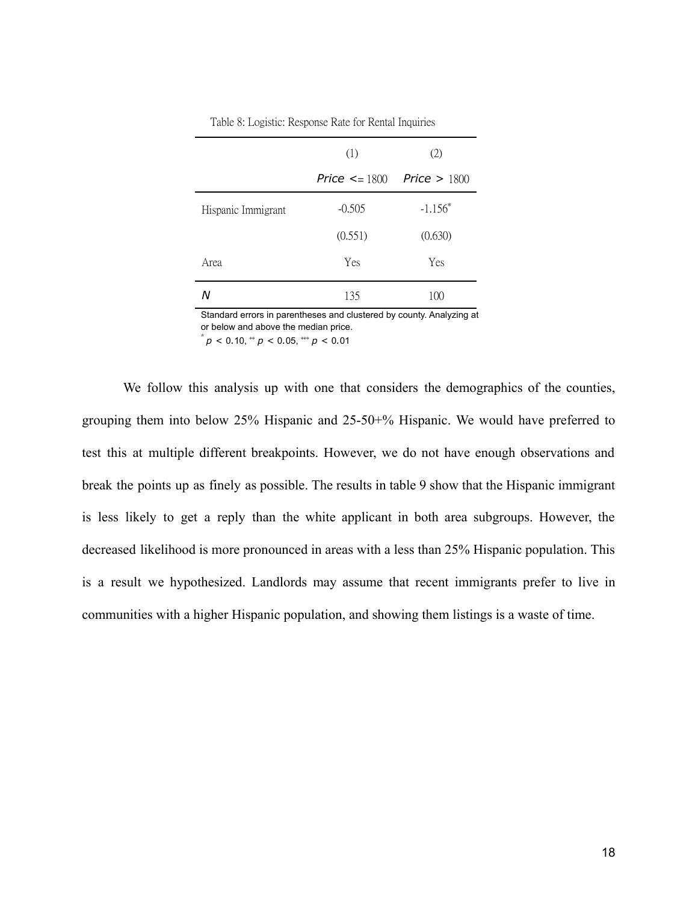Table 8: Logistic: Response Rate for Rental Inquiries

| | (1) | (2) |
|---|---|---|
| | *Price* <= 1800 | *Price* > 1800 |
| Hispanic Immigrant | -0.505 | -1.156* |
| | (0.551) | (0.630) |
| Area | Yes | Yes |
| *N* | 135 | 100 |

Standard errors in parentheses and clustered by county. Analyzing at or below and above the median price.
* $p < 0.10$, ** $p < 0.05$, *** $p < 0.01$

We follow this analysis up with one that considers the demographics of the counties, grouping them into below 25% Hispanic and 25-50+% Hispanic. We would have preferred to test this at multiple different breakpoints. However, we do not have enough observations and break the points up as finely as possible. The results in table 9 show that the Hispanic immigrant is less likely to get a reply than the white applicant in both area subgroups. However, the decreased likelihood is more pronounced in areas with a less than 25% Hispanic population. This is a result we hypothesized. Landlords may assume that recent immigrants prefer to live in communities with a higher Hispanic population, and showing them listings is a waste of time.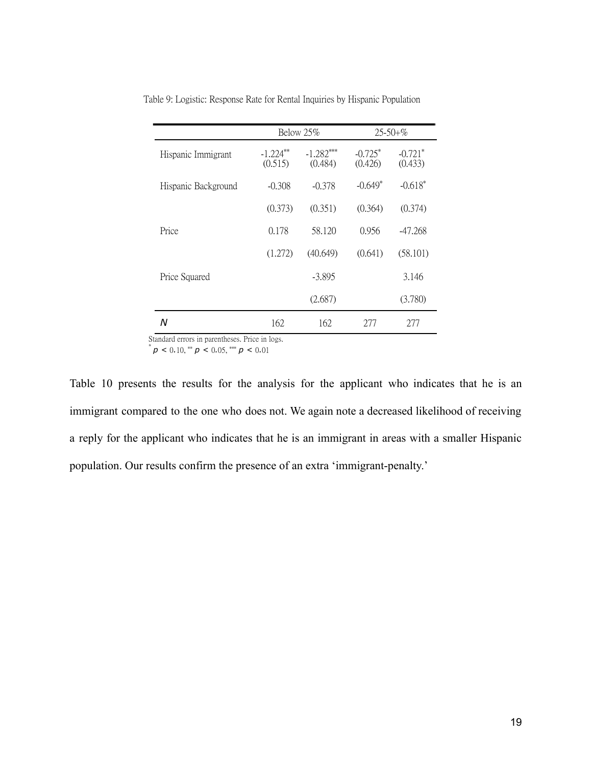Table 9: Logistic: Response Rate for Rental Inquiries by Hispanic Population

| | Below 25% | | 25-50+% | |
|---|---|---|---|---|
| Hispanic Immigrant | -1.224** | -1.282*** | -0.725* | -0.721* |
| | (0.515) | (0.484) | (0.426) | (0.433) |
| Hispanic Background | -0.308 | -0.378 | -0.649* | -0.618* |
| | (0.373) | (0.351) | (0.364) | (0.374) |
| Price | 0.178 | 58.120 | 0.956 | -47.268 |
| | (1.272) | (40.649) | (0.641) | (58.101) |
| Price Squared | | -3.895 | | 3.146 |
| | | (2.687) | | (3.780) |
| $N$ | 162 | 162 | 277 | 277 |

Standard errors in parentheses. Price in logs.
* $p < 0.10$, ** $p < 0.05$, *** $p < 0.01$

Table 10 presents the results for the analysis for the applicant who indicates that he is an immigrant compared to the one who does not. We again note a decreased likelihood of receiving a reply for the applicant who indicates that he is an immigrant in areas with a smaller Hispanic population. Our results confirm the presence of an extra 'immigrant-penalty.'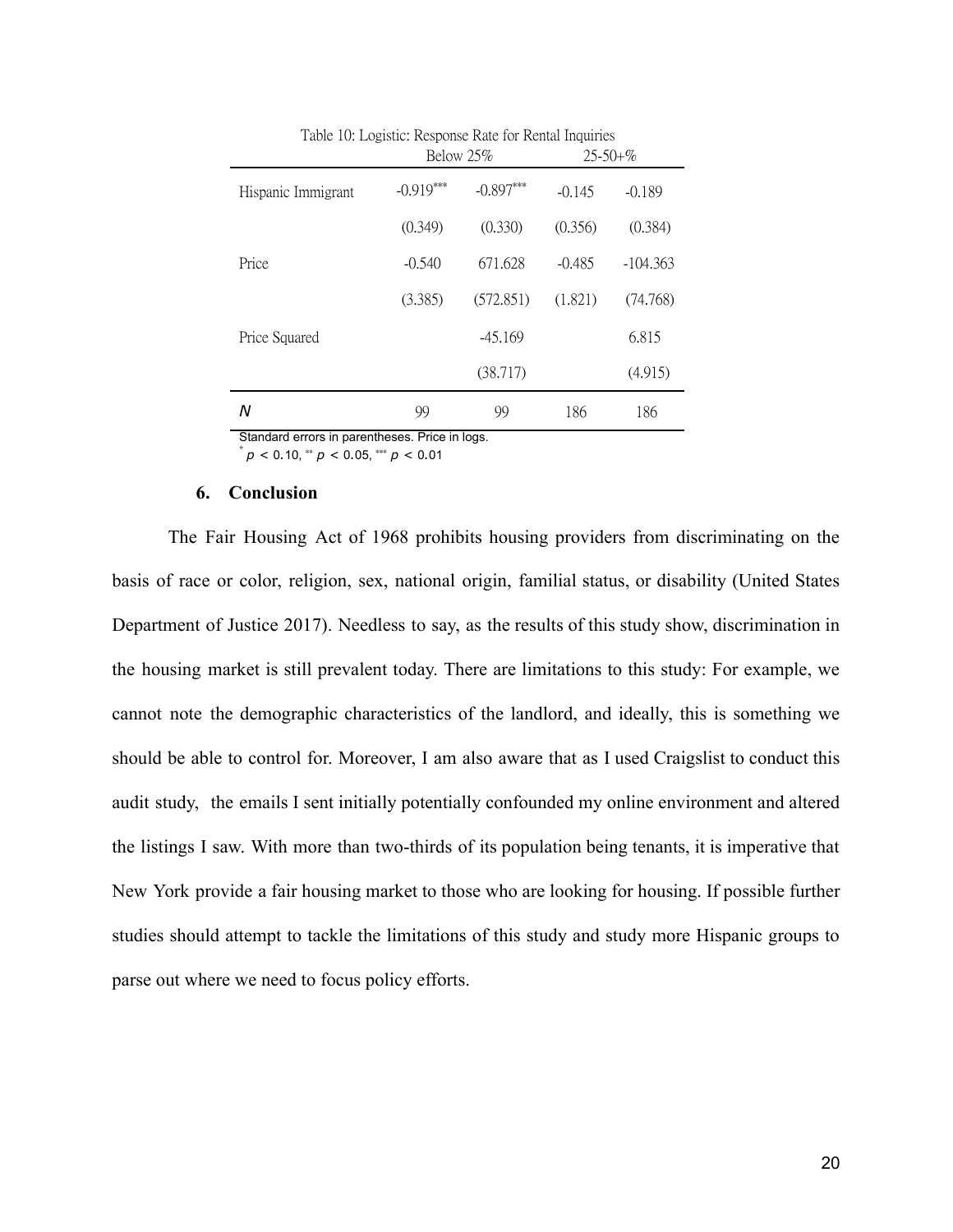Table 10: Logistic: Response Rate for Rental Inquiries

| | Below 25% | | 25-50+% | |
|---|---|---|---|---|
| Hispanic Immigrant | -0.919*** | -0.897*** | -0.145 | -0.189 |
| | (0.349) | (0.330) | (0.356) | (0.384) |
| Price | -0.540 | 671.628 | -0.485 | -104.363 |
| | (3.385) | (572.851) | (1.821) | (74.768) |
| Price Squared | | -45.169 | | 6.815 |
| | | (38.717) | | (4.915) |
| *N* | 99 | 99 | 186 | 186 |

Standard errors in parentheses. Price in logs.
\* $p < 0.10$, \*\* $p < 0.05$, \*\*\* $p < 0.01$

## 6. Conclusion

The Fair Housing Act of 1968 prohibits housing providers from discriminating on the basis of race or color, religion, sex, national origin, familial status, or disability (United States Department of Justice 2017). Needless to say, as the results of this study show, discrimination in the housing market is still prevalent today. There are limitations to this study: For example, we cannot note the demographic characteristics of the landlord, and ideally, this is something we should be able to control for. Moreover, I am also aware that as I used Craigslist to conduct this audit study, the emails I sent initially potentially confounded my online environment and altered the listings I saw. With more than two-thirds of its population being tenants, it is imperative that New York provide a fair housing market to those who are looking for housing. If possible further studies should attempt to tackle the limitations of this study and study more Hispanic groups to parse out where we need to focus policy efforts.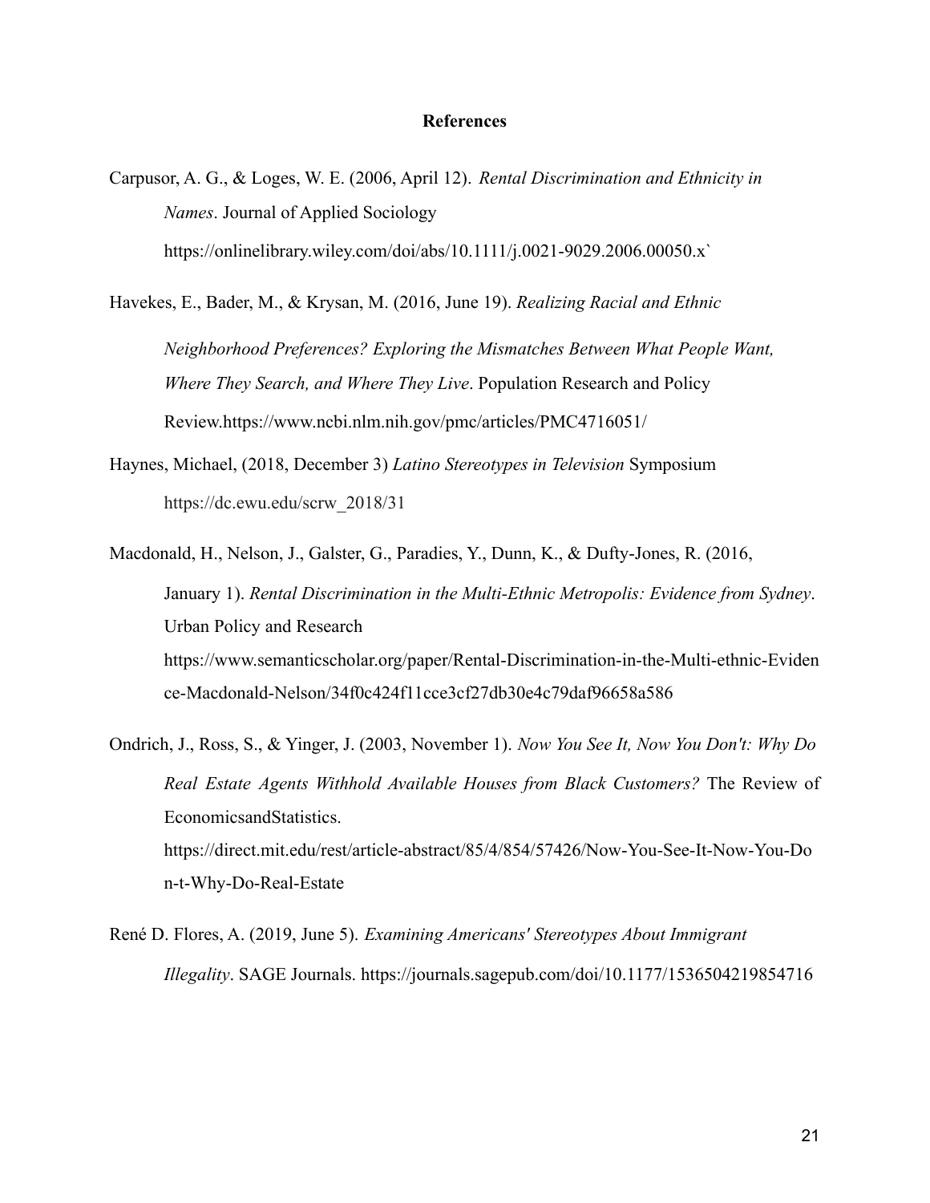# References

Carpusor, A. G., & Loges, W. E. (2006, April 12). *Rental Discrimination and Ethnicity in Names*. Journal of Applied Sociology https://onlinelibrary.wiley.com/doi/abs/10.1111/j.0021-9029.2006.00050.x`

Havekes, E., Bader, M., & Krysan, M. (2016, June 19). *Realizing Racial and Ethnic Neighborhood Preferences? Exploring the Mismatches Between What People Want, Where They Search, and Where They Live*. Population Research and Policy Review.https://www.ncbi.nlm.nih.gov/pmc/articles/PMC4716051/

Haynes, Michael, (2018, December 3) *Latino Stereotypes in Television* Symposium https://dc.ewu.edu/scrw_2018/31

Macdonald, H., Nelson, J., Galster, G., Paradies, Y., Dunn, K., & Dufty-Jones, R. (2016, January 1). *Rental Discrimination in the Multi-Ethnic Metropolis: Evidence from Sydney*. Urban Policy and Research https://www.semanticscholar.org/paper/Rental-Discrimination-in-the-Multi-ethnic-Evidence-Macdonald-Nelson/34f0c424f11cce3cf27db30e4c79daf96658a586

Ondrich, J., Ross, S., & Yinger, J. (2003, November 1). *Now You See It, Now You Don't: Why Do Real Estate Agents Withhold Available Houses from Black Customers?* The Review of EconomicsandStatistics. https://direct.mit.edu/rest/article-abstract/85/4/854/57426/Now-You-See-It-Now-You-Don-t-Why-Do-Real-Estate

René D. Flores, A. (2019, June 5). *Examining Americans' Stereotypes About Immigrant Illegality*. SAGE Journals. https://journals.sagepub.com/doi/10.1177/1536504219854716